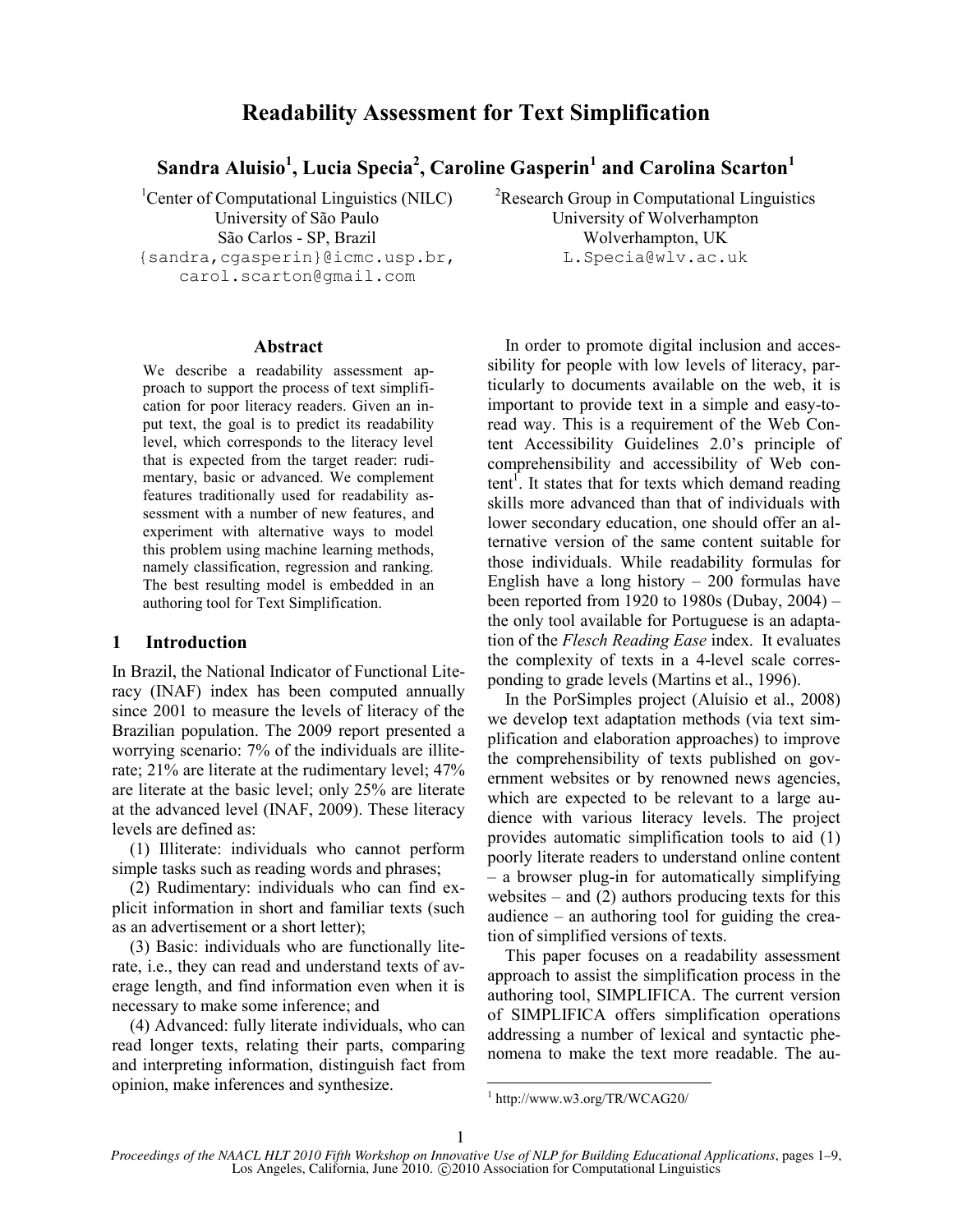# Readability Assessment for Text Simplification

**Sandra Aluisio[1], Lucia Specia[2], Caroline Gasperin[1] and Carolina Scarton[1]**

[1]Center of Computational Linguistics (NILC)
University of São Paulo
São Carlos - SP, Brazil
{sandra,cgasperin}@icmc.usp.br, carol.scarton@gmail.com

[2]Research Group in Computational Linguistics
University of Wolverhampton
Wolverhampton, UK
L.Specia@wlv.ac.uk

## Abstract

We describe a readability assessment approach to support the process of text simplification for poor literacy readers. Given an input text, the goal is to predict its readability level, which corresponds to the literacy level that is expected from the target reader: rudimentary, basic or advanced. We complement features traditionally used for readability assessment with a number of new features, and experiment with alternative ways to model this problem using machine learning methods, namely classification, regression and ranking. The best resulting model is embedded in an authoring tool for Text Simplification.

## 1 Introduction

In Brazil, the National Indicator of Functional Literacy (INAF) index has been computed annually since 2001 to measure the levels of literacy of the Brazilian population. The 2009 report presented a worrying scenario: 7% of the individuals are illiterate; 21% are literate at the rudimentary level; 47% are literate at the basic level; only 25% are literate at the advanced level (INAF, 2009). These literacy levels are defined as:

(1) Illiterate: individuals who cannot perform simple tasks such as reading words and phrases;

(2) Rudimentary: individuals who can find explicit information in short and familiar texts (such as an advertisement or a short letter);

(3) Basic: individuals who are functionally literate, i.e., they can read and understand texts of average length, and find information even when it is necessary to make some inference; and

(4) Advanced: fully literate individuals, who can read longer texts, relating their parts, comparing and interpreting information, distinguish fact from opinion, make inferences and synthesize.

In order to promote digital inclusion and accessibility for people with low levels of literacy, particularly to documents available on the web, it is important to provide text in a simple and easy-to-read way. This is a requirement of the Web Content Accessibility Guidelines 2.0's principle of comprehensibility and accessibility of Web content[1]. It states that for texts which demand reading skills more advanced than that of individuals with lower secondary education, one should offer an alternative version of the same content suitable for those individuals. While readability formulas for English have a long history – 200 formulas have been reported from 1920 to 1980s (Dubay, 2004) – the only tool available for Portuguese is an adaptation of the *Flesch Reading Ease* index. It evaluates the complexity of texts in a 4-level scale corresponding to grade levels (Martins et al., 1996).

In the PorSimples project (Aluísio et al., 2008) we develop text adaptation methods (via text simplification and elaboration approaches) to improve the comprehensibility of texts published on government websites or by renowned news agencies, which are expected to be relevant to a large audience with various literacy levels. The project provides automatic simplification tools to aid (1) poorly literate readers to understand online content – a browser plug-in for automatically simplifying websites – and (2) authors producing texts for this audience – an authoring tool for guiding the creation of simplified versions of texts.

This paper focuses on a readability assessment approach to assist the simplification process in the authoring tool, SIMPLIFICA. The current version of SIMPLIFICA offers simplification operations addressing a number of lexical and syntactic phenomena to make the text more readable. The au-

[1] http://www.w3.org/TR/WCAG20/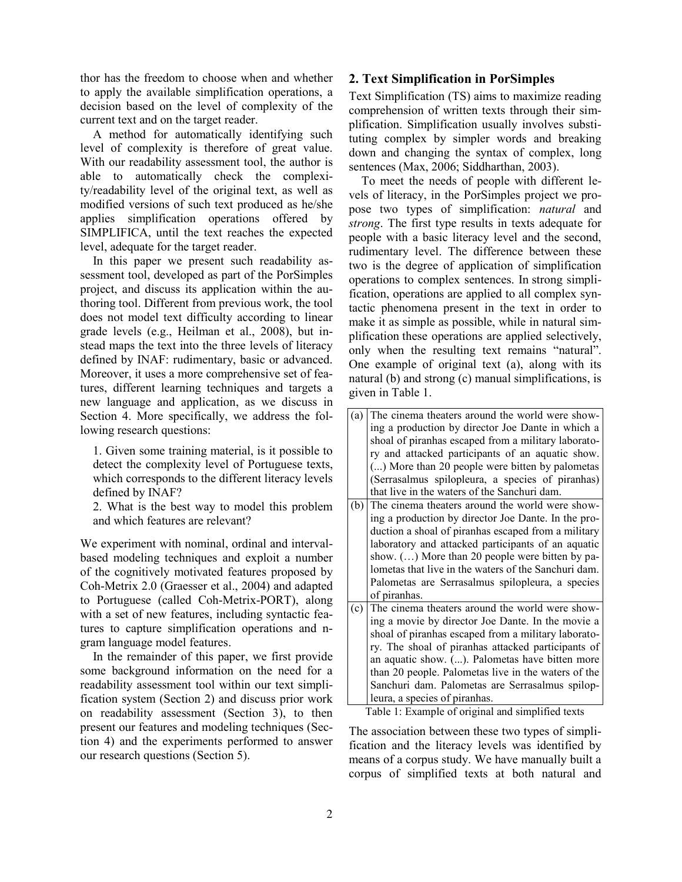thor has the freedom to choose when and whether to apply the available simplification operations, a decision based on the level of complexity of the current text and on the target reader.

A method for automatically identifying such level of complexity is therefore of great value. With our readability assessment tool, the author is able to automatically check the complexity/readability level of the original text, as well as modified versions of such text produced as he/she applies simplification operations offered by SIMPLIFICA, until the text reaches the expected level, adequate for the target reader.

In this paper we present such readability assessment tool, developed as part of the PorSimples project, and discuss its application within the authoring tool. Different from previous work, the tool does not model text difficulty according to linear grade levels (e.g., Heilman et al., 2008), but instead maps the text into the three levels of literacy defined by INAF: rudimentary, basic or advanced. Moreover, it uses a more comprehensive set of features, different learning techniques and targets a new language and application, as we discuss in Section 4. More specifically, we address the following research questions:

1. Given some training material, is it possible to detect the complexity level of Portuguese texts, which corresponds to the different literacy levels defined by INAF?
2. What is the best way to model this problem and which features are relevant?

We experiment with nominal, ordinal and interval-based modeling techniques and exploit a number of the cognitively motivated features proposed by Coh-Metrix 2.0 (Graesser et al., 2004) and adapted to Portuguese (called Coh-Metrix-PORT), along with a set of new features, including syntactic features to capture simplification operations and n-gram language model features.

In the remainder of this paper, we first provide some background information on the need for a readability assessment tool within our text simplification system (Section 2) and discuss prior work on readability assessment (Section 3), to then present our features and modeling techniques (Section 4) and the experiments performed to answer our research questions (Section 5).

## 2. Text Simplification in PorSimples

Text Simplification (TS) aims to maximize reading comprehension of written texts through their simplification. Simplification usually involves substituting complex by simpler words and breaking down and changing the syntax of complex, long sentences (Max, 2006; Siddharthan, 2003).

To meet the needs of people with different levels of literacy, in the PorSimples project we propose two types of simplification: *natural* and *strong*. The first type results in texts adequate for people with a basic literacy level and the second, rudimentary level. The difference between these two is the degree of application of simplification operations to complex sentences. In strong simplification, operations are applied to all complex syntactic phenomena present in the text in order to make it as simple as possible, while in natural simplification these operations are applied selectively, only when the resulting text remains "natural". One example of original text (a), along with its natural (b) and strong (c) manual simplifications, is given in Table 1.

| | |
|---|---|
| (a) | The cinema theaters around the world were showing a production by director Joe Dante in which a shoal of piranhas escaped from a military laboratory and attacked participants of an aquatic show. (...) More than 20 people were bitten by palometas (Serrasalmus spilopleura, a species of piranhas) that live in the waters of the Sanchuri dam. |
| (b) | The cinema theaters around the world were showing a production by director Joe Dante. In the production a shoal of piranhas escaped from a military laboratory and attacked participants of an aquatic show. (…) More than 20 people were bitten by palometas that live in the waters of the Sanchuri dam. Palometas are Serrasalmus spilopleura, a species of piranhas. |
| (c) | The cinema theaters around the world were showing a movie by director Joe Dante. In the movie a shoal of piranhas escaped from a military laboratory. The shoal of piranhas attacked participants of an aquatic show. (...). Palometas have bitten more than 20 people. Palometas live in the waters of the Sanchuri dam. Palometas are Serrasalmus spilopleura, a species of piranhas. |

Table 1: Example of original and simplified texts

The association between these two types of simplification and the literacy levels was identified by means of a corpus study. We have manually built a corpus of simplified texts at both natural and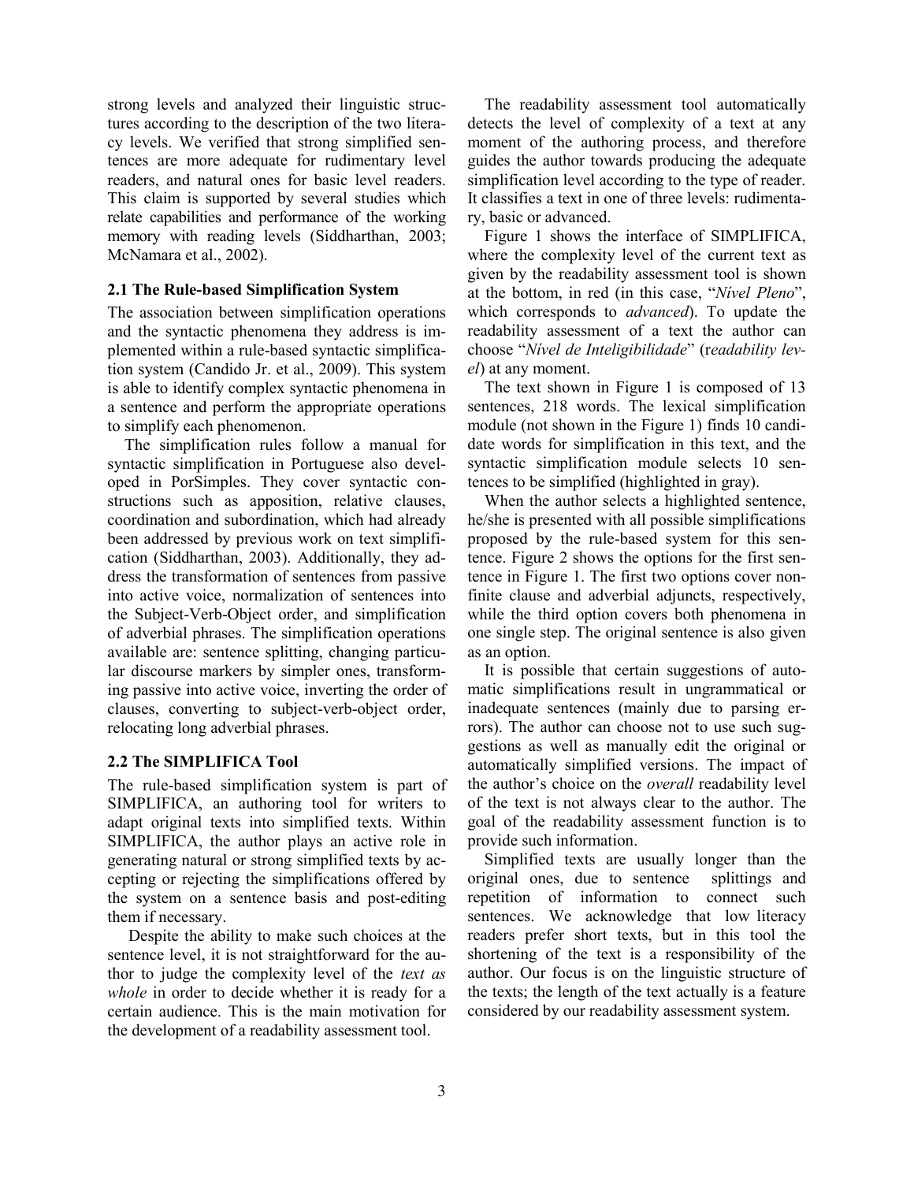strong levels and analyzed their linguistic structures according to the description of the two literacy levels. We verified that strong simplified sentences are more adequate for rudimentary level readers, and natural ones for basic level readers. This claim is supported by several studies which relate capabilities and performance of the working memory with reading levels (Siddharthan, 2003; McNamara et al., 2002).

### 2.1 The Rule-based Simplification System

The association between simplification operations and the syntactic phenomena they address is implemented within a rule-based syntactic simplification system (Candido Jr. et al., 2009). This system is able to identify complex syntactic phenomena in a sentence and perform the appropriate operations to simplify each phenomenon.

The simplification rules follow a manual for syntactic simplification in Portuguese also developed in PorSimples. They cover syntactic constructions such as apposition, relative clauses, coordination and subordination, which had already been addressed by previous work on text simplification (Siddharthan, 2003). Additionally, they address the transformation of sentences from passive into active voice, normalization of sentences into the Subject-Verb-Object order, and simplification of adverbial phrases. The simplification operations available are: sentence splitting, changing particular discourse markers by simpler ones, transforming passive into active voice, inverting the order of clauses, converting to subject-verb-object order, relocating long adverbial phrases.

### 2.2 The SIMPLIFICA Tool

The rule-based simplification system is part of SIMPLIFICA, an authoring tool for writers to adapt original texts into simplified texts. Within SIMPLIFICA, the author plays an active role in generating natural or strong simplified texts by accepting or rejecting the simplifications offered by the system on a sentence basis and post-editing them if necessary.

Despite the ability to make such choices at the sentence level, it is not straightforward for the author to judge the complexity level of the *text as whole* in order to decide whether it is ready for a certain audience. This is the main motivation for the development of a readability assessment tool.

The readability assessment tool automatically detects the level of complexity of a text at any moment of the authoring process, and therefore guides the author towards producing the adequate simplification level according to the type of reader. It classifies a text in one of three levels: rudimentary, basic or advanced.

Figure 1 shows the interface of SIMPLIFICA, where the complexity level of the current text as given by the readability assessment tool is shown at the bottom, in red (in this case, "*Nível Pleno*", which corresponds to *advanced*). To update the readability assessment of a text the author can choose "*Nível de Inteligibilidade*" (r*eadability level*) at any moment.

The text shown in Figure 1 is composed of 13 sentences, 218 words. The lexical simplification module (not shown in the Figure 1) finds 10 candidate words for simplification in this text, and the syntactic simplification module selects 10 sentences to be simplified (highlighted in gray).

When the author selects a highlighted sentence, he/she is presented with all possible simplifications proposed by the rule-based system for this sentence. Figure 2 shows the options for the first sentence in Figure 1. The first two options cover nonfinite clause and adverbial adjuncts, respectively, while the third option covers both phenomena in one single step. The original sentence is also given as an option.

It is possible that certain suggestions of automatic simplifications result in ungrammatical or inadequate sentences (mainly due to parsing errors). The author can choose not to use such suggestions as well as manually edit the original or automatically simplified versions. The impact of the author's choice on the *overall* readability level of the text is not always clear to the author. The goal of the readability assessment function is to provide such information.

Simplified texts are usually longer than the original ones, due to sentence splittings and repetition of information to connect such sentences. We acknowledge that low literacy readers prefer short texts, but in this tool the shortening of the text is a responsibility of the author. Our focus is on the linguistic structure of the texts; the length of the text actually is a feature considered by our readability assessment system.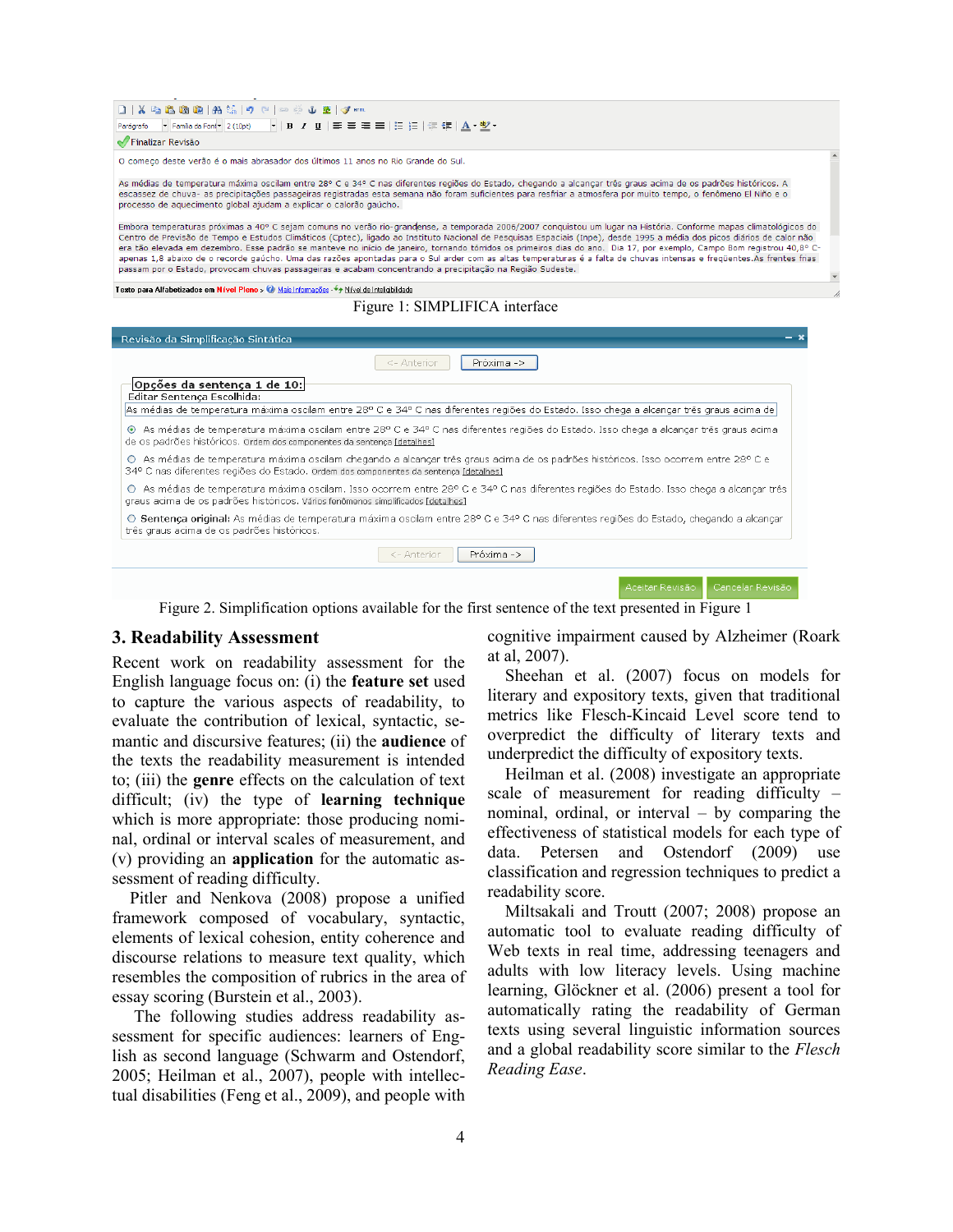Figure 1: SIMPLIFICA interface

Figure 2. Simplification options available for the first sentence of the text presented in Figure 1

## 3. Readability Assessment

Recent work on readability assessment for the English language focus on: (i) the **feature set** used to capture the various aspects of readability, to evaluate the contribution of lexical, syntactic, semantic and discursive features; (ii) the **audience** of the texts the readability measurement is intended to; (iii) the **genre** effects on the calculation of text difficult; (iv) the type of **learning technique** which is more appropriate: those producing nominal, ordinal or interval scales of measurement, and (v) providing an **application** for the automatic assessment of reading difficulty.

Pitler and Nenkova (2008) propose a unified framework composed of vocabulary, syntactic, elements of lexical cohesion, entity coherence and discourse relations to measure text quality, which resembles the composition of rubrics in the area of essay scoring (Burstein et al., 2003).

The following studies address readability assessment for specific audiences: learners of English as second language (Schwarm and Ostendorf, 2005; Heilman et al., 2007), people with intellectual disabilities (Feng et al., 2009), and people with cognitive impairment caused by Alzheimer (Roark at al, 2007).

Sheehan et al. (2007) focus on models for literary and expository texts, given that traditional metrics like Flesch-Kincaid Level score tend to overpredict the difficulty of literary texts and underpredict the difficulty of expository texts.

Heilman et al. (2008) investigate an appropriate scale of measurement for reading difficulty – nominal, ordinal, or interval – by comparing the effectiveness of statistical models for each type of data. Petersen and Ostendorf (2009) use classification and regression techniques to predict a readability score.

Miltsakali and Troutt (2007; 2008) propose an automatic tool to evaluate reading difficulty of Web texts in real time, addressing teenagers and adults with low literacy levels. Using machine learning, Glöckner et al. (2006) present a tool for automatically rating the readability of German texts using several linguistic information sources and a global readability score similar to the *Flesch Reading Ease*.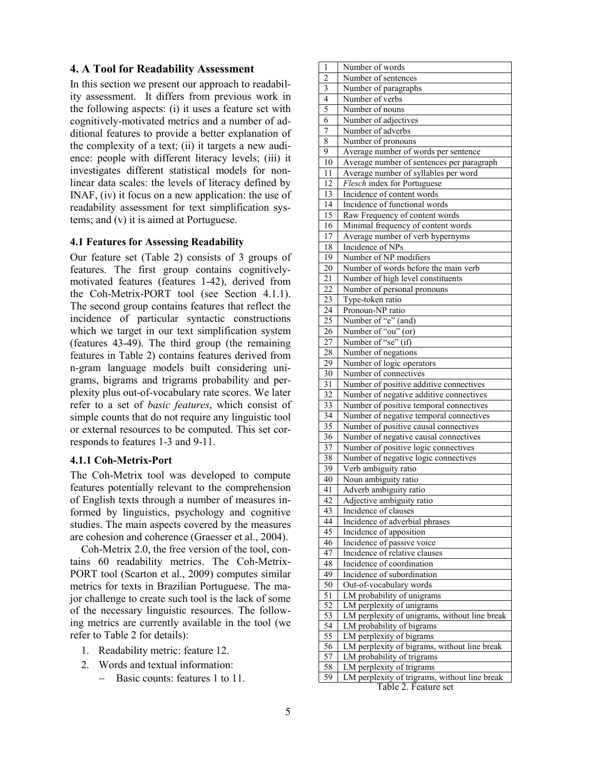## 4. A Tool for Readability Assessment

In this section we present our approach to readability assessment. It differs from previous work in the following aspects: (i) it uses a feature set with cognitively-motivated metrics and a number of additional features to provide a better explanation of the complexity of a text; (ii) it targets a new audience: people with different literacy levels; (iii) it investigates different statistical models for non-linear data scales: the levels of literacy defined by INAF, (iv) it focus on a new application: the use of readability assessment for text simplification systems; and (v) it is aimed at Portuguese.

### 4.1 Features for Assessing Readability

Our feature set (Table 2) consists of 3 groups of features. The first group contains cognitively-motivated features (features 1-42), derived from the Coh-Metrix-PORT tool (see Section 4.1.1). The second group contains features that reflect the incidence of particular syntactic constructions which we target in our text simplification system (features 43-49). The third group (the remaining features in Table 2) contains features derived from n-gram language models built considering unigrams, bigrams and trigrams probability and perplexity plus out-of-vocabulary rate scores. We later refer to a set of *basic features*, which consist of simple counts that do not require any linguistic tool or external resources to be computed. This set corresponds to features 1-3 and 9-11.

#### 4.1.1 Coh-Metrix-Port

The Coh-Metrix tool was developed to compute features potentially relevant to the comprehension of English texts through a number of measures informed by linguistics, psychology and cognitive studies. The main aspects covered by the measures are cohesion and coherence (Graesser et al., 2004).

Coh-Metrix 2.0, the free version of the tool, contains 60 readability metrics. The Coh-Metrix-PORT tool (Scarton et al., 2009) computes similar metrics for texts in Brazilian Portuguese. The major challenge to create such tool is the lack of some of the necessary linguistic resources. The following metrics are currently available in the tool (we refer to Table 2 for details):

1. Readability metric: feature 12.
2. Words and textual information:
   - Basic counts: features 1 to 11.

| | |
|---|---|
| 1 | Number of words |
| 2 | Number of sentences |
| 3 | Number of paragraphs |
| 4 | Number of verbs |
| 5 | Number of nouns |
| 6 | Number of adjectives |
| 7 | Number of adverbs |
| 8 | Number of pronouns |
| 9 | Average number of words per sentence |
| 10 | Average number of sentences per paragraph |
| 11 | Average number of syllables per word |
| 12 | *Flesch* index for Portuguese |
| 13 | Incidence of content words |
| 14 | Incidence of functional words |
| 15 | Raw Frequency of content words |
| 16 | Minimal frequency of content words |
| 17 | Average number of verb hypernyms |
| 18 | Incidence of NPs |
| 19 | Number of NP modifiers |
| 20 | Number of words before the main verb |
| 21 | Number of high level constituents |
| 22 | Number of personal pronouns |
| 23 | Type-token ratio |
| 24 | Pronoun-NP ratio |
| 25 | Number of "e" (and) |
| 26 | Number of "ou" (or) |
| 27 | Number of "se" (if) |
| 28 | Number of negations |
| 29 | Number of logic operators |
| 30 | Number of connectives |
| 31 | Number of positive additive connectives |
| 32 | Number of negative additive connectives |
| 33 | Number of positive temporal connectives |
| 34 | Number of negative temporal connectives |
| 35 | Number of positive causal connectives |
| 36 | Number of negative causal connectives |
| 37 | Number of positive logic connectives |
| 38 | Number of negative logic connectives |
| 39 | Verb ambiguity ratio |
| 40 | Noun ambiguity ratio |
| 41 | Adverb ambiguity ratio |
| 42 | Adjective ambiguity ratio |
| 43 | Incidence of clauses |
| 44 | Incidence of adverbial phrases |
| 45 | Incidence of apposition |
| 46 | Incidence of passive voice |
| 47 | Incidence of relative clauses |
| 48 | Incidence of coordination |
| 49 | Incidence of subordination |
| 50 | Out-of-vocabulary words |
| 51 | LM probability of unigrams |
| 52 | LM perplexity of unigrams |
| 53 | LM perplexity of unigrams, without line break |
| 54 | LM probability of bigrams |
| 55 | LM perplexity of bigrams |
| 56 | LM perplexity of bigrams, without line break |
| 57 | LM probability of trigrams |
| 58 | LM perplexity of trigrams |
| 59 | LM perplexity of trigrams, without line break |

Table 2. Feature set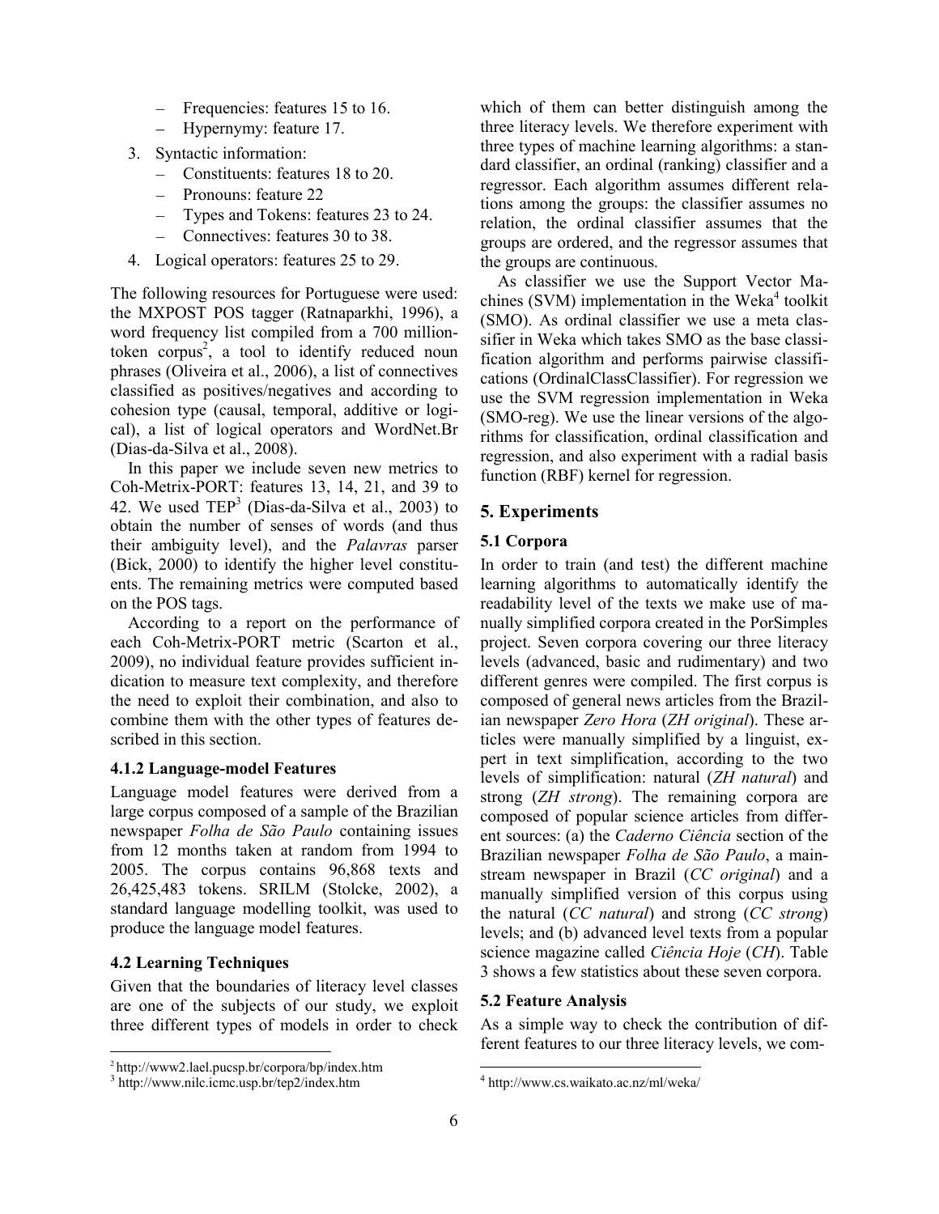- Frequencies: features 15 to 16.
   - Hypernymy: feature 17.
3. Syntactic information:
   - Constituents: features 18 to 20.
   - Pronouns: feature 22
   - Types and Tokens: features 23 to 24.
   - Connectives: features 30 to 38.
4. Logical operators: features 25 to 29.

The following resources for Portuguese were used: the MXPOST POS tagger (Ratnaparkhi, 1996), a word frequency list compiled from a 700 million-token corpus[2], a tool to identify reduced noun phrases (Oliveira et al., 2006), a list of connectives classified as positives/negatives and according to cohesion type (causal, temporal, additive or logical), a list of logical operators and WordNet.Br (Dias-da-Silva et al., 2008).

In this paper we include seven new metrics to Coh-Metrix-PORT: features 13, 14, 21, and 39 to 42. We used TEP[3] (Dias-da-Silva et al., 2003) to obtain the number of senses of words (and thus their ambiguity level), and the *Palavras* parser (Bick, 2000) to identify the higher level constituents. The remaining metrics were computed based on the POS tags.

According to a report on the performance of each Coh-Metrix-PORT metric (Scarton et al., 2009), no individual feature provides sufficient indication to measure text complexity, and therefore the need to exploit their combination, and also to combine them with the other types of features described in this section.

### 4.1.2 Language-model Features

Language model features were derived from a large corpus composed of a sample of the Brazilian newspaper *Folha de São Paulo* containing issues from 12 months taken at random from 1994 to 2005. The corpus contains 96,868 texts and 26,425,483 tokens. SRILM (Stolcke, 2002), a standard language modelling toolkit, was used to produce the language model features.

### 4.2 Learning Techniques

Given that the boundaries of literacy level classes are one of the subjects of our study, we exploit three different types of models in order to check which of them can better distinguish among the three literacy levels. We therefore experiment with three types of machine learning algorithms: a standard classifier, an ordinal (ranking) classifier and a regressor. Each algorithm assumes different relations among the groups: the classifier assumes no relation, the ordinal classifier assumes that the groups are ordered, and the regressor assumes that the groups are continuous.

As classifier we use the Support Vector Machines (SVM) implementation in the Weka[4] toolkit (SMO). As ordinal classifier we use a meta classifier in Weka which takes SMO as the base classification algorithm and performs pairwise classifications (OrdinalClassClassifier). For regression we use the SVM regression implementation in Weka (SMO-reg). We use the linear versions of the algorithms for classification, ordinal classification and regression, and also experiment with a radial basis function (RBF) kernel for regression.

## 5. Experiments

### 5.1 Corpora

In order to train (and test) the different machine learning algorithms to automatically identify the readability level of the texts we make use of manually simplified corpora created in the PorSimples project. Seven corpora covering our three literacy levels (advanced, basic and rudimentary) and two different genres were compiled. The first corpus is composed of general news articles from the Brazilian newspaper *Zero Hora* (*ZH original*). These articles were manually simplified by a linguist, expert in text simplification, according to the two levels of simplification: natural (*ZH natural*) and strong (*ZH strong*). The remaining corpora are composed of popular science articles from different sources: (a) the *Caderno Ciência* section of the Brazilian newspaper *Folha de São Paulo*, a mainstream newspaper in Brazil (*CC original*) and a manually simplified version of this corpus using the natural (*CC natural*) and strong (*CC strong*) levels; and (b) advanced level texts from a popular science magazine called *Ciência Hoje* (*CH*). Table 3 shows a few statistics about these seven corpora.

### 5.2 Feature Analysis

As a simple way to check the contribution of different features to our three literacy levels, we com-

[2] http://www2.lael.pucsp.br/corpora/bp/index.htm

[3] http://www.nilc.icmc.usp.br/tep2/index.htm

[4] http://www.cs.waikato.ac.nz/ml/weka/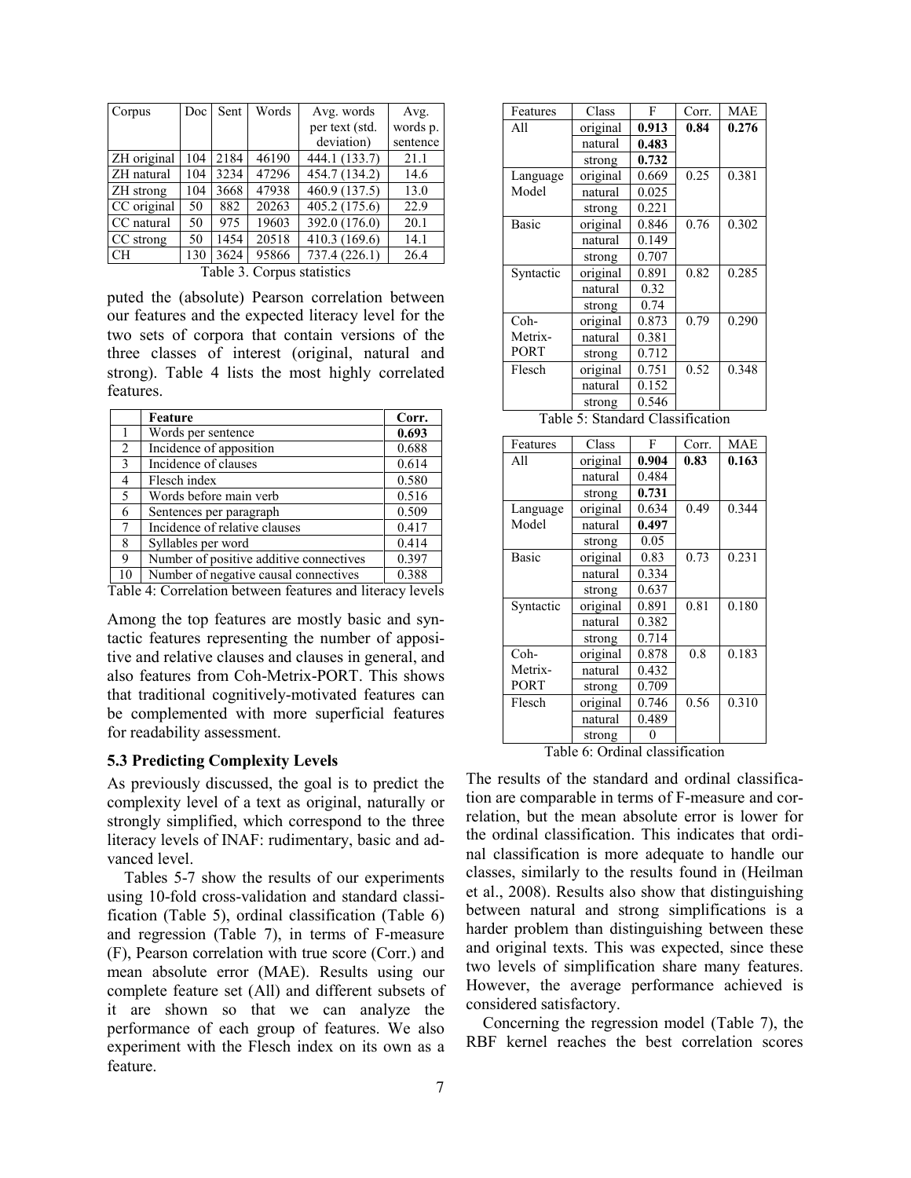| Corpus | Doc | Sent | Words | Avg. words per text (std. deviation) | Avg. words p. sentence |
|---|---|---|---|---|---|
| ZH original | 104 | 2184 | 46190 | 444.1 (133.7) | 21.1 |
| ZH natural | 104 | 3234 | 47296 | 454.7 (134.2) | 14.6 |
| ZH strong | 104 | 3668 | 47938 | 460.9 (137.5) | 13.0 |
| CC original | 50 | 882 | 20263 | 405.2 (175.6) | 22.9 |
| CC natural | 50 | 975 | 19603 | 392.0 (176.0) | 20.1 |
| CC strong | 50 | 1454 | 20518 | 410.3 (169.6) | 14.1 |
| CH | 130 | 3624 | 95866 | 737.4 (226.1) | 26.4 |

Table 3. Corpus statistics

puted the (absolute) Pearson correlation between our features and the expected literacy level for the two sets of corpora that contain versions of the three classes of interest (original, natural and strong). Table 4 lists the most highly correlated features.

| | Feature | Corr. |
|---|---|---|
| 1 | Words per sentence | **0.693** |
| 2 | Incidence of apposition | 0.688 |
| 3 | Incidence of clauses | 0.614 |
| 4 | Flesch index | 0.580 |
| 5 | Words before main verb | 0.516 |
| 6 | Sentences per paragraph | 0.509 |
| 7 | Incidence of relative clauses | 0.417 |
| 8 | Syllables per word | 0.414 |
| 9 | Number of positive additive connectives | 0.397 |
| 10 | Number of negative causal connectives | 0.388 |

Table 4: Correlation between features and literacy levels

Among the top features are mostly basic and syntactic features representing the number of appositive and relative clauses and clauses in general, and also features from Coh-Metrix-PORT. This shows that traditional cognitively-motivated features can be complemented with more superficial features for readability assessment.

### 5.3 Predicting Complexity Levels

As previously discussed, the goal is to predict the complexity level of a text as original, naturally or strongly simplified, which correspond to the three literacy levels of INAF: rudimentary, basic and advanced level.

Tables 5-7 show the results of our experiments using 10-fold cross-validation and standard classification (Table 5), ordinal classification (Table 6) and regression (Table 7), in terms of F-measure (F), Pearson correlation with true score (Corr.) and mean absolute error (MAE). Results using our complete feature set (All) and different subsets of it are shown so that we can analyze the performance of each group of features. We also experiment with the Flesch index on its own as a feature.

| Features | Class | F | Corr. | MAE |
|---|---|---|---|---|
| All | original | **0.913** | **0.84** | **0.276** |
| | natural | **0.483** | | |
| | strong | **0.732** | | |
| Language Model | original | 0.669 | 0.25 | 0.381 |
| | natural | 0.025 | | |
| | strong | 0.221 | | |
| Basic | original | 0.846 | 0.76 | 0.302 |
| | natural | 0.149 | | |
| | strong | 0.707 | | |
| Syntactic | original | 0.891 | 0.82 | 0.285 |
| | natural | 0.32 | | |
| | strong | 0.74 | | |
| Coh-Metrix-PORT | original | 0.873 | 0.79 | 0.290 |
| | natural | 0.381 | | |
| | strong | 0.712 | | |
| Flesch | original | 0.751 | 0.52 | 0.348 |
| | natural | 0.152 | | |
| | strong | 0.546 | | |

Table 5: Standard Classification

| Features | Class | F | Corr. | MAE |
|---|---|---|---|---|
| All | original | **0.904** | **0.83** | **0.163** |
| | natural | 0.484 | | |
| | strong | **0.731** | | |
| Language Model | original | 0.634 | 0.49 | 0.344 |
| | natural | **0.497** | | |
| | strong | 0.05 | | |
| Basic | original | 0.83 | 0.73 | 0.231 |
| | natural | 0.334 | | |
| | strong | 0.637 | | |
| Syntactic | original | 0.891 | 0.81 | 0.180 |
| | natural | 0.382 | | |
| | strong | 0.714 | | |
| Coh-Metrix-PORT | original | 0.878 | 0.8 | 0.183 |
| | natural | 0.432 | | |
| | strong | 0.709 | | |
| Flesch | original | 0.746 | 0.56 | 0.310 |
| | natural | 0.489 | | |
| | strong | 0 | | |

Table 6: Ordinal classification

The results of the standard and ordinal classification are comparable in terms of F-measure and correlation, but the mean absolute error is lower for the ordinal classification. This indicates that ordinal classification is more adequate to handle our classes, similarly to the results found in (Heilman et al., 2008). Results also show that distinguishing between natural and strong simplifications is a harder problem than distinguishing between these and original texts. This was expected, since these two levels of simplification share many features. However, the average performance achieved is considered satisfactory.

Concerning the regression model (Table 7), the RBF kernel reaches the best correlation scores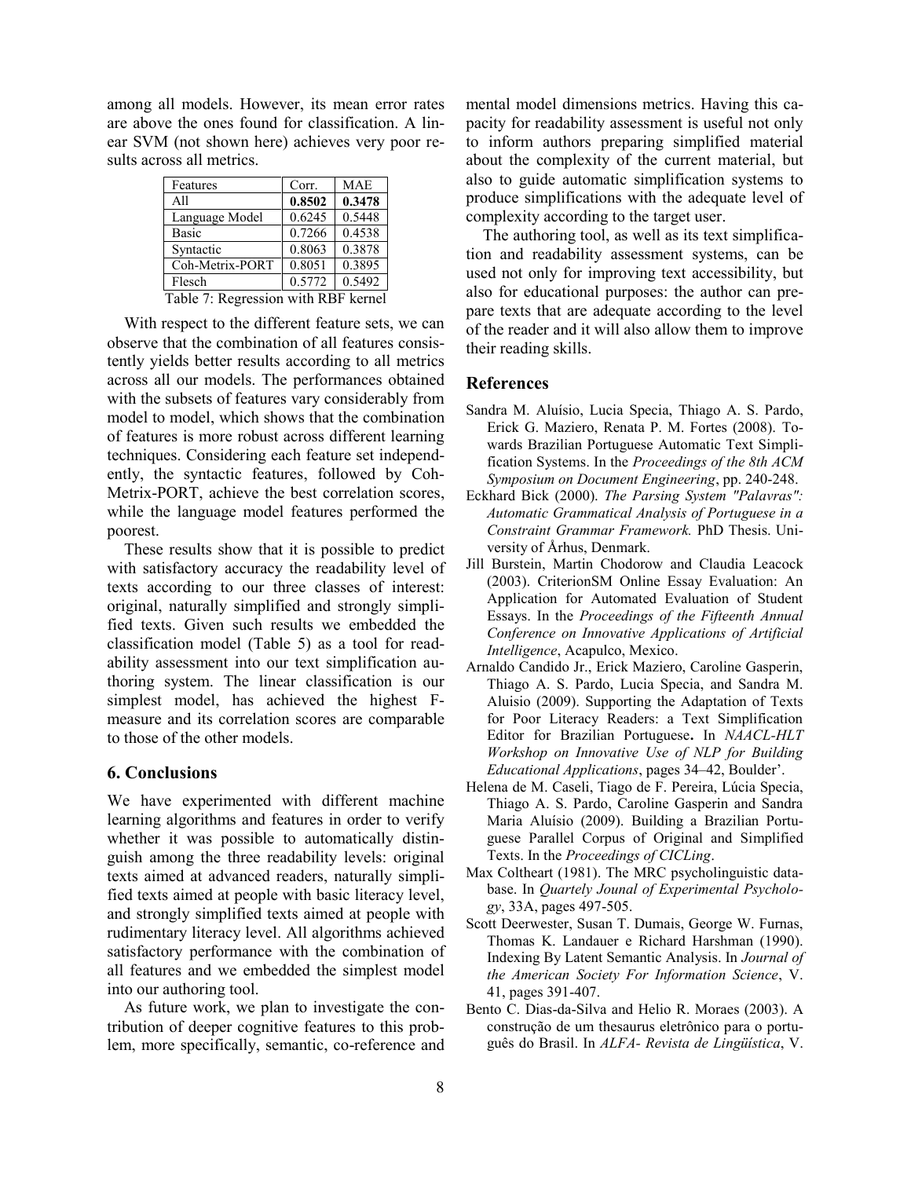among all models. However, its mean error rates are above the ones found for classification. A linear SVM (not shown here) achieves very poor results across all metrics.

| Features | Corr. | MAE |
|---|---|---|
| All | **0.8502** | **0.3478** |
| Language Model | 0.6245 | 0.5448 |
| Basic | 0.7266 | 0.4538 |
| Syntactic | 0.8063 | 0.3878 |
| Coh-Metrix-PORT | 0.8051 | 0.3895 |
| Flesch | 0.5772 | 0.5492 |

Table 7: Regression with RBF kernel

With respect to the different feature sets, we can observe that the combination of all features consistently yields better results according to all metrics across all our models. The performances obtained with the subsets of features vary considerably from model to model, which shows that the combination of features is more robust across different learning techniques. Considering each feature set independently, the syntactic features, followed by Coh-Metrix-PORT, achieve the best correlation scores, while the language model features performed the poorest.

These results show that it is possible to predict with satisfactory accuracy the readability level of texts according to our three classes of interest: original, naturally simplified and strongly simplified texts. Given such results we embedded the classification model (Table 5) as a tool for readability assessment into our text simplification authoring system. The linear classification is our simplest model, has achieved the highest F-measure and its correlation scores are comparable to those of the other models.

## 6. Conclusions

We have experimented with different machine learning algorithms and features in order to verify whether it was possible to automatically distinguish among the three readability levels: original texts aimed at advanced readers, naturally simplified texts aimed at people with basic literacy level, and strongly simplified texts aimed at people with rudimentary literacy level. All algorithms achieved satisfactory performance with the combination of all features and we embedded the simplest model into our authoring tool.

As future work, we plan to investigate the contribution of deeper cognitive features to this problem, more specifically, semantic, co-reference and mental model dimensions metrics. Having this capacity for readability assessment is useful not only to inform authors preparing simplified material about the complexity of the current material, but also to guide automatic simplification systems to produce simplifications with the adequate level of complexity according to the target user.

The authoring tool, as well as its text simplification and readability assessment systems, can be used not only for improving text accessibility, but also for educational purposes: the author can prepare texts that are adequate according to the level of the reader and it will also allow them to improve their reading skills.

## References

Sandra M. Aluísio, Lucia Specia, Thiago A. S. Pardo, Erick G. Maziero, Renata P. M. Fortes (2008). Towards Brazilian Portuguese Automatic Text Simplification Systems. In the *Proceedings of the 8th ACM Symposium on Document Engineering*, pp. 240-248.

Eckhard Bick (2000). *The Parsing System "Palavras": Automatic Grammatical Analysis of Portuguese in a Constraint Grammar Framework.* PhD Thesis. University of Århus, Denmark.

Jill Burstein, Martin Chodorow and Claudia Leacock (2003). CriterionSM Online Essay Evaluation: An Application for Automated Evaluation of Student Essays. In the *Proceedings of the Fifteenth Annual Conference on Innovative Applications of Artificial Intelligence*, Acapulco, Mexico.

Arnaldo Candido Jr., Erick Maziero, Caroline Gasperin, Thiago A. S. Pardo, Lucia Specia, and Sandra M. Aluisio (2009). Supporting the Adaptation of Texts for Poor Literacy Readers: a Text Simplification Editor for Brazilian Portuguese**.** In *NAACL-HLT Workshop on Innovative Use of NLP for Building Educational Applications*, pages 34–42, Boulder'.

Helena de M. Caseli, Tiago de F. Pereira, Lúcia Specia, Thiago A. S. Pardo, Caroline Gasperin and Sandra Maria Aluísio (2009). Building a Brazilian Portuguese Parallel Corpus of Original and Simplified Texts. In the *Proceedings of CICLing*.

Max Coltheart (1981). The MRC psycholinguistic database. In *Quartely Jounal of Experimental Psychology*, 33A, pages 497-505.

Scott Deerwester, Susan T. Dumais, George W. Furnas, Thomas K. Landauer e Richard Harshman (1990). Indexing By Latent Semantic Analysis. In *Journal of the American Society For Information Science*, V. 41, pages 391-407.

Bento C. Dias-da-Silva and Helio R. Moraes (2003). A construção de um thesaurus eletrônico para o português do Brasil. In *ALFA- Revista de Lingüística*, V.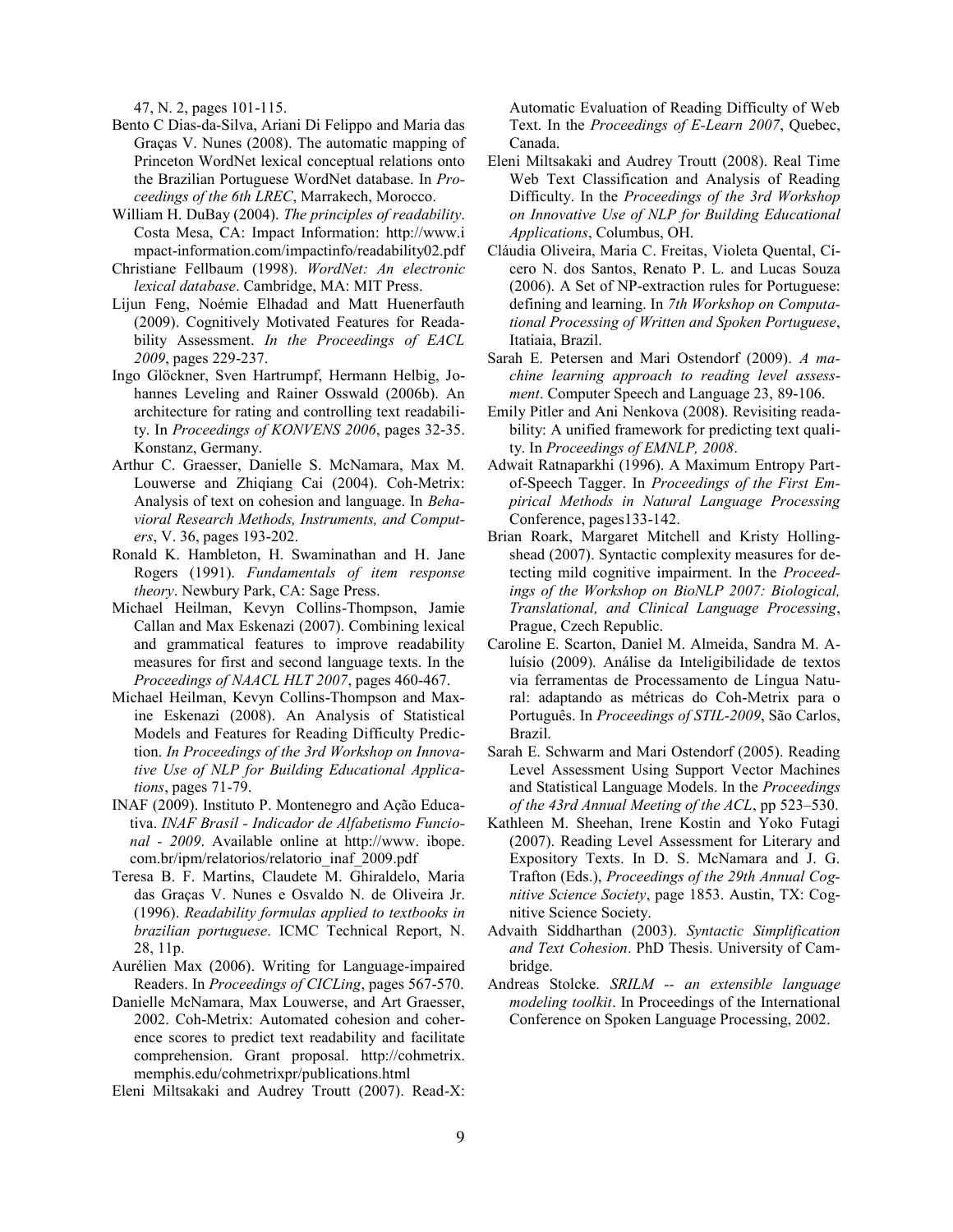47, N. 2, pages 101-115.

Bento C Dias-da-Silva, Ariani Di Felippo and Maria das Graças V. Nunes (2008). The automatic mapping of Princeton WordNet lexical conceptual relations onto the Brazilian Portuguese WordNet database. In *Proceedings of the 6th LREC*, Marrakech, Morocco.

William H. DuBay (2004). *The principles of readability*. Costa Mesa, CA: Impact Information: http://www.impact-information.com/impactinfo/readability02.pdf

Christiane Fellbaum (1998). *WordNet: An electronic lexical database*. Cambridge, MA: MIT Press.

Lijun Feng, Noémie Elhadad and Matt Huenerfauth (2009). Cognitively Motivated Features for Readability Assessment. *In the Proceedings of EACL 2009*, pages 229-237.

Ingo Glöckner, Sven Hartrumpf, Hermann Helbig, Johannes Leveling and Rainer Osswald (2006b). An architecture for rating and controlling text readability. In *Proceedings of KONVENS 2006*, pages 32-35. Konstanz, Germany.

Arthur C. Graesser, Danielle S. McNamara, Max M. Louwerse and Zhiqiang Cai (2004). Coh-Metrix: Analysis of text on cohesion and language. In *Behavioral Research Methods, Instruments, and Computers*, V. 36, pages 193-202.

Ronald K. Hambleton, H. Swaminathan and H. Jane Rogers (1991). *Fundamentals of item response theory*. Newbury Park, CA: Sage Press.

Michael Heilman, Kevyn Collins-Thompson, Jamie Callan and Max Eskenazi (2007). Combining lexical and grammatical features to improve readability measures for first and second language texts. In the *Proceedings of NAACL HLT 2007*, pages 460-467.

Michael Heilman, Kevyn Collins-Thompson and Maxine Eskenazi (2008). An Analysis of Statistical Models and Features for Reading Difficulty Prediction. *In Proceedings of the 3rd Workshop on Innovative Use of NLP for Building Educational Applications*, pages 71-79.

INAF (2009). Instituto P. Montenegro and Ação Educativa. *INAF Brasil - Indicador de Alfabetismo Funcional - 2009*. Available online at http://www. ibope. com.br/ipm/relatorios/relatorio_inaf_2009.pdf

Teresa B. F. Martins, Claudete M. Ghiraldelo, Maria das Graças V. Nunes e Osvaldo N. de Oliveira Jr. (1996). *Readability formulas applied to textbooks in brazilian portuguese*. ICMC Technical Report, N. 28, 11p.

Aurélien Max (2006). Writing for Language-impaired Readers. In *Proceedings of CICLing*, pages 567-570.

Danielle McNamara, Max Louwerse, and Art Graesser, 2002. Coh-Metrix: Automated cohesion and coherence scores to predict text readability and facilitate comprehension. Grant proposal. http://cohmetrix. memphis.edu/cohmetrixpr/publications.html

Eleni Miltsakaki and Audrey Troutt (2007). Read-X: Automatic Evaluation of Reading Difficulty of Web Text. In the *Proceedings of E-Learn 2007*, Quebec, Canada.

Eleni Miltsakaki and Audrey Troutt (2008). Real Time Web Text Classification and Analysis of Reading Difficulty. In the *Proceedings of the 3rd Workshop on Innovative Use of NLP for Building Educational Applications*, Columbus, OH.

Cláudia Oliveira, Maria C. Freitas, Violeta Quental, Cícero N. dos Santos, Renato P. L. and Lucas Souza (2006). A Set of NP-extraction rules for Portuguese: defining and learning. In *7th Workshop on Computational Processing of Written and Spoken Portuguese*, Itatiaia, Brazil.

Sarah E. Petersen and Mari Ostendorf (2009). *A machine learning approach to reading level assessment*. Computer Speech and Language 23, 89-106.

Emily Pitler and Ani Nenkova (2008). Revisiting readability: A unified framework for predicting text quality. In *Proceedings of EMNLP, 2008*.

Adwait Ratnaparkhi (1996). A Maximum Entropy Part-of-Speech Tagger. In *Proceedings of the First Empirical Methods in Natural Language Processing* Conference, pages133-142.

Brian Roark, Margaret Mitchell and Kristy Hollingshead (2007). Syntactic complexity measures for detecting mild cognitive impairment. In the *Proceedings of the Workshop on BioNLP 2007: Biological, Translational, and Clinical Language Processing*, Prague, Czech Republic.

Caroline E. Scarton, Daniel M. Almeida, Sandra M. Aluísio (2009). Análise da Inteligibilidade de textos via ferramentas de Processamento de Língua Natural: adaptando as métricas do Coh-Metrix para o Português. In *Proceedings of STIL-2009*, São Carlos, Brazil.

Sarah E. Schwarm and Mari Ostendorf (2005). Reading Level Assessment Using Support Vector Machines and Statistical Language Models. In the *Proceedings of the 43rd Annual Meeting of the ACL*, pp 523–530.

Kathleen M. Sheehan, Irene Kostin and Yoko Futagi (2007). Reading Level Assessment for Literary and Expository Texts. In D. S. McNamara and J. G. Trafton (Eds.), *Proceedings of the 29th Annual Cognitive Science Society*, page 1853. Austin, TX: Cognitive Science Society.

Advaith Siddharthan (2003). *Syntactic Simplification and Text Cohesion*. PhD Thesis. University of Cambridge.

Andreas Stolcke. *SRILM -- an extensible language modeling toolkit*. In Proceedings of the International Conference on Spoken Language Processing, 2002.